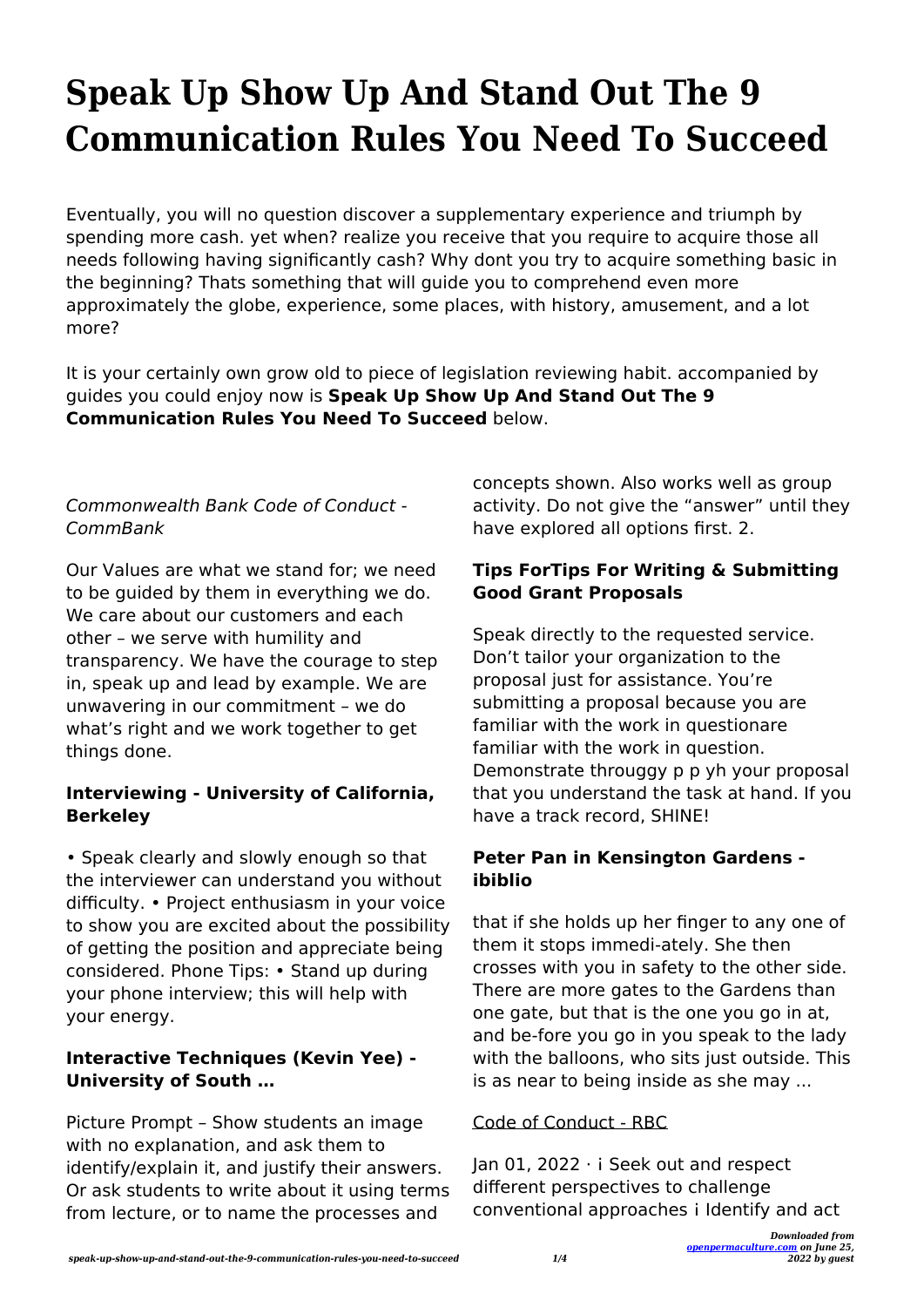# Speak Up Show Up And Stand Out The 9 Communication Rules You Need To Succeed

Eventually, you will no question discover a supplementary experience and triumph by spending more cash. yet when? realize you receive that you require to acquire those all needs following having significantly cash? Why dont you try to acquire something basic in the beginning? Thats something that will guide you to comprehend even more approximately the globe, experience, some places, with history, amusement, and a lot more?

It is your certainly own grow old to piece of legislation reviewing habit. accompanied by guides you could enjoy now is **Speak Up Show Up And Stand Out The 9 Communication Rules You Need To Succeed** below.

*Commonwealth Bank Code of Conduct - CommBank*

Our Values are what we stand for; we need to be guided by them in everything we do. We care about our customers and each other – we serve with humility and transparency. We have the courage to step in, speak up and lead by example. We are unwavering in our commitment – we do what's right and we work together to get things done.

**Interviewing - University of California, Berkeley**

• Speak clearly and slowly enough so that the interviewer can understand you without difficulty. • Project enthusiasm in your voice to show you are excited about the possibility of getting the position and appreciate being considered. Phone Tips: • Stand up during your phone interview; this will help with your energy.

**Interactive Techniques (Kevin Yee) - University of South …**

Picture Prompt – Show students an image with no explanation, and ask them to identify/explain it, and justify their answers. Or ask students to write about it using terms from lecture, or to name the processes and concepts shown. Also works well as group activity. Do not give the "answer" until they have explored all options first. 2.

**Tips ForTips For Writing & Submitting Good Grant Proposals**

Speak directly to the requested service. Don't tailor your organization to the proposal just for assistance. You're submitting a proposal because you are familiar with the work in questionare familiar with the work in question. Demonstrate througgy p p yh your proposal that you understand the task at hand. If you have a track record, SHINE!

**Peter Pan in Kensington Gardens - ibiblio**

that if she holds up her finger to any one of them it stops immedi-ately. She then crosses with you in safety to the other side. There are more gates to the Gardens than one gate, but that is the one you go in at, and be-fore you go in you speak to the lady with the balloons, who sits just outside. This is as near to being inside as she may ...

Code of Conduct - RBC

Jan 01, 2022 · i Seek out and respect different perspectives to challenge conventional approaches i Identify and act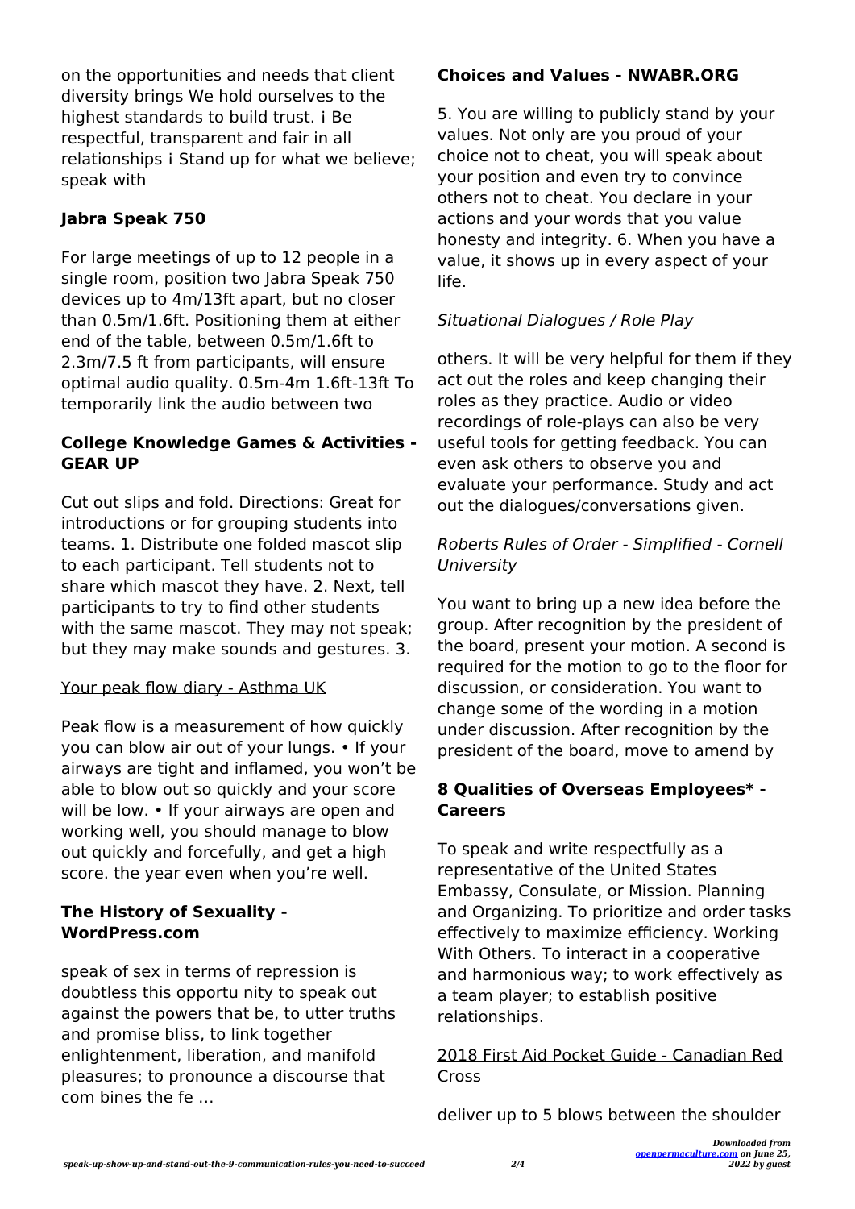on the opportunities and needs that client diversity brings We hold ourselves to the highest standards to build trust. ¡ Be respectful, transparent and fair in all relationships ¡ Stand up for what we believe; speak with

### Jabra Speak 750

For large meetings of up to 12 people in a single room, position two Jabra Speak 750 devices up to 4m/13ft apart, but no closer than 0.5m/1.6ft. Positioning them at either end of the table, between 0.5m/1.6ft to 2.3m/7.5 ft from participants, will ensure optimal audio quality. 0.5m-4m 1.6ft-13ft To temporarily link the audio between two

### College Knowledge Games & Activities - GEAR UP

Cut out slips and fold. Directions: Great for introductions or for grouping students into teams. 1. Distribute one folded mascot slip to each participant. Tell students not to share which mascot they have. 2. Next, tell participants to try to find other students with the same mascot. They may not speak; but they may make sounds and gestures. 3.

Your peak flow diary - Asthma UK

Peak flow is a measurement of how quickly you can blow air out of your lungs. • If your airways are tight and inflamed, you won't be able to blow out so quickly and your score will be low. • If your airways are open and working well, you should manage to blow out quickly and forcefully, and get a high score. the year even when you're well.

### The History of Sexuality - WordPress.com

speak of sex in terms of repression is doubtless this opportu nity to speak out against the powers that be, to utter truths and promise bliss, to link together enlightenment, liberation, and manifold pleasures; to pronounce a discourse that com bines the fe …

### Choices and Values - NWABR.ORG

5. You are willing to publicly stand by your values. Not only are you proud of your choice not to cheat, you will speak about your position and even try to convince others not to cheat. You declare in your actions and your words that you value honesty and integrity. 6. When you have a value, it shows up in every aspect of your life.

*Situational Dialogues / Role Play*

others. It will be very helpful for them if they act out the roles and keep changing their roles as they practice. Audio or video recordings of role-plays can also be very useful tools for getting feedback. You can even ask others to observe you and evaluate your performance. Study and act out the dialogues/conversations given.

*Roberts Rules of Order - Simplified - Cornell University*

You want to bring up a new idea before the group. After recognition by the president of the board, present your motion. A second is required for the motion to go to the floor for discussion, or consideration. You want to change some of the wording in a motion under discussion. After recognition by the president of the board, move to amend by

### 8 Qualities of Overseas Employees* - Careers

To speak and write respectfully as a representative of the United States Embassy, Consulate, or Mission. Planning and Organizing. To prioritize and order tasks effectively to maximize efficiency. Working With Others. To interact in a cooperative and harmonious way; to work effectively as a team player; to establish positive relationships.

2018 First Aid Pocket Guide - Canadian Red Cross

deliver up to 5 blows between the shoulder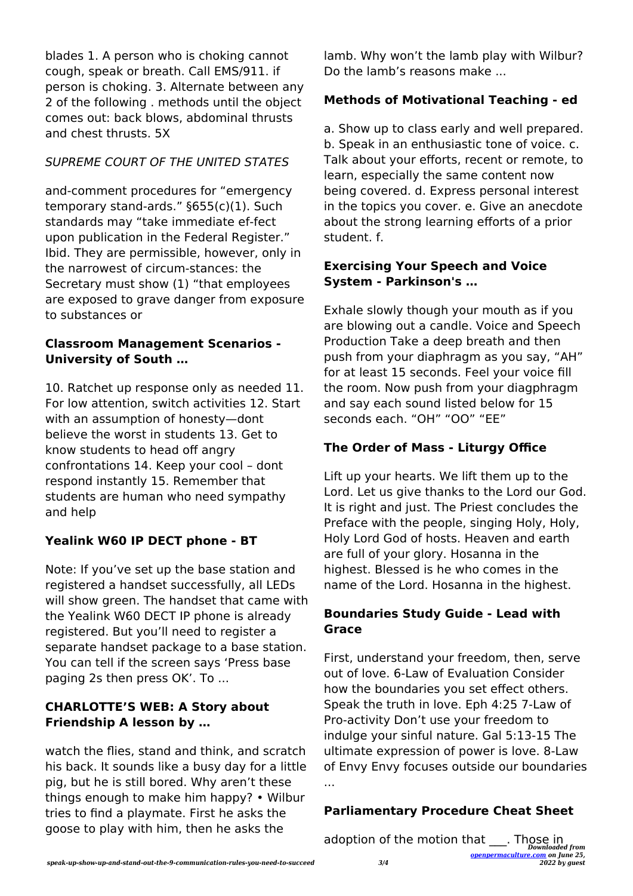blades 1. A person who is choking cannot cough, speak or breath. Call EMS/911. if person is choking. 3. Alternate between any 2 of the following . methods until the object comes out: back blows, abdominal thrusts and chest thrusts. 5X

*SUPREME COURT OF THE UNITED STATES*

and-comment procedures for "emergency temporary stand-ards." §655(c)(1). Such standards may "take immediate ef-fect upon publication in the Federal Register." Ibid. They are permissible, however, only in the narrowest of circum-stances: the Secretary must show (1) "that employees are exposed to grave danger from exposure to substances or

**Classroom Management Scenarios - University of South …**

10. Ratchet up response only as needed 11. For low attention, switch activities 12. Start with an assumption of honesty—dont believe the worst in students 13. Get to know students to head off angry confrontations 14. Keep your cool – dont respond instantly 15. Remember that students are human who need sympathy and help

**Yealink W60 IP DECT phone - BT**

Note: If you've set up the base station and registered a handset successfully, all LEDs will show green. The handset that came with the Yealink W60 DECT IP phone is already registered. But you'll need to register a separate handset package to a base station. You can tell if the screen says 'Press base paging 2s then press OK'. To ...

**CHARLOTTE'S WEB: A Story about Friendship A lesson by …**

watch the flies, stand and think, and scratch his back. It sounds like a busy day for a little pig, but he is still bored. Why aren't these things enough to make him happy? • Wilbur tries to find a playmate. First he asks the goose to play with him, then he asks the lamb. Why won't the lamb play with Wilbur? Do the lamb's reasons make ...

**Methods of Motivational Teaching - ed**

a. Show up to class early and well prepared. b. Speak in an enthusiastic tone of voice. c. Talk about your efforts, recent or remote, to learn, especially the same content now being covered. d. Express personal interest in the topics you cover. e. Give an anecdote about the strong learning efforts of a prior student. f.

**Exercising Your Speech and Voice System - Parkinson's …**

Exhale slowly though your mouth as if you are blowing out a candle. Voice and Speech Production Take a deep breath and then push from your diaphragm as you say, "AH" for at least 15 seconds. Feel your voice fill the room. Now push from your diagphragm and say each sound listed below for 15 seconds each. "OH" "OO" "EE"

**The Order of Mass - Liturgy Office**

Lift up your hearts. We lift them up to the Lord. Let us give thanks to the Lord our God. It is right and just. The Priest concludes the Preface with the people, singing Holy, Holy, Holy Lord God of hosts. Heaven and earth are full of your glory. Hosanna in the highest. Blessed is he who comes in the name of the Lord. Hosanna in the highest.

**Boundaries Study Guide - Lead with Grace**

First, understand your freedom, then, serve out of love. 6-Law of Evaluation Consider how the boundaries you set effect others. Speak the truth in love. Eph 4:25 7-Law of Pro-activity Don't use your freedom to indulge your sinful nature. Gal 5:13-15 The ultimate expression of power is love. 8-Law of Envy Envy focuses outside our boundaries ...

**Parliamentary Procedure Cheat Sheet**

adoption of the motion that ___. Those in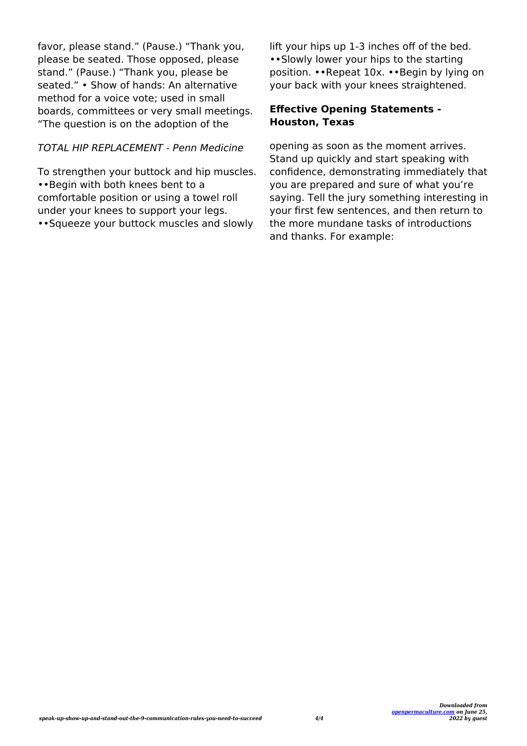favor, please stand." (Pause.) "Thank you, please be seated. Those opposed, please stand." (Pause.) "Thank you, please be seated." • Show of hands: An alternative method for a voice vote; used in small boards, committees or very small meetings. "The question is on the adoption of the

*TOTAL HIP REPLACEMENT - Penn Medicine*

To strengthen your buttock and hip muscles. ••Begin with both knees bent to a comfortable position or using a towel roll under your knees to support your legs. ••Squeeze your buttock muscles and slowly lift your hips up 1-3 inches off of the bed. ••Slowly lower your hips to the starting position. ••Repeat 10x. ••Begin by lying on your back with your knees straightened.

**Effective Opening Statements - Houston, Texas**

opening as soon as the moment arrives. Stand up quickly and start speaking with confidence, demonstrating immediately that you are prepared and sure of what you're saying. Tell the jury something interesting in your first few sentences, and then return to the more mundane tasks of introductions and thanks. For example: